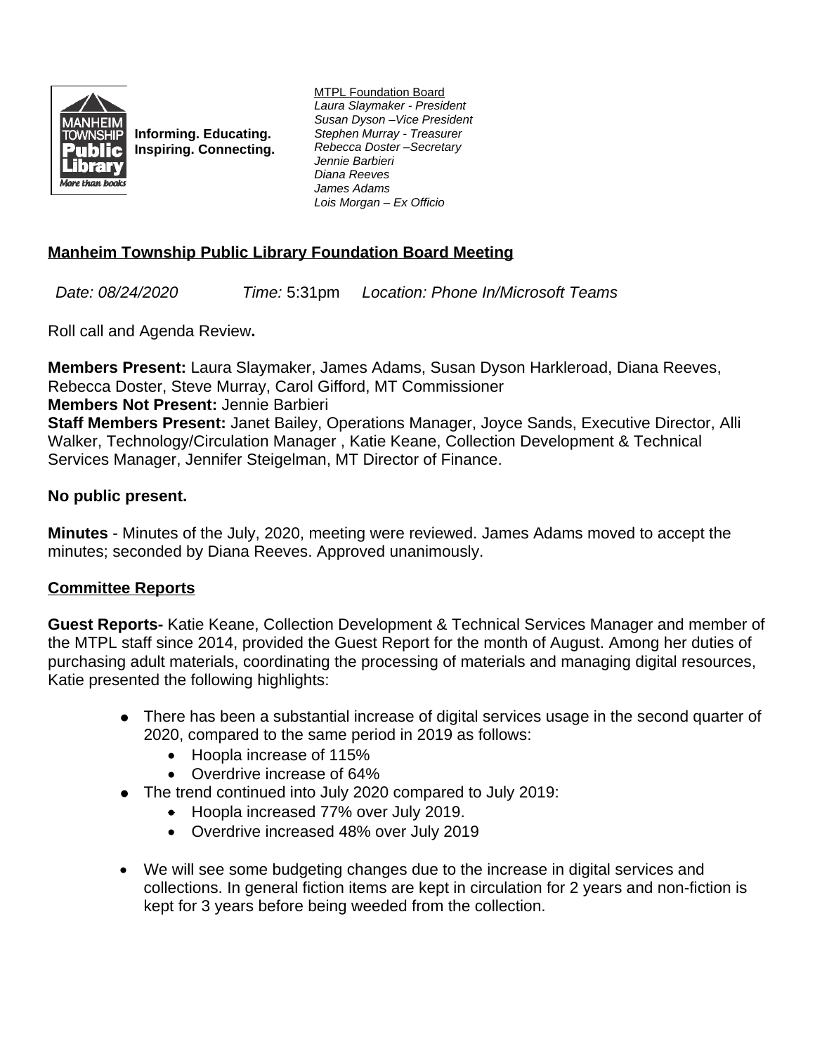**Informing. Educating.**
**Inspiring. Connecting.**

MTPL Foundation Board
*Laura Slaymaker - President*
*Susan Dyson –Vice President*
*Stephen Murray - Treasurer*
*Rebecca Doster –Secretary*
*Jennie Barbieri*
*Diana Reeves*
*James Adams*
*Lois Morgan – Ex Officio*

## Manheim Township Public Library Foundation Board Meeting

*Date: 08/24/2020* *Time:* 5:31pm *Location: Phone In/Microsoft Teams*

Roll call and Agenda Review**.**

**Members Present:** Laura Slaymaker, James Adams, Susan Dyson Harkleroad, Diana Reeves, Rebecca Doster, Steve Murray, Carol Gifford, MT Commissioner
**Members Not Present:** Jennie Barbieri
**Staff Members Present:** Janet Bailey, Operations Manager, Joyce Sands, Executive Director, Alli Walker, Technology/Circulation Manager , Katie Keane, Collection Development & Technical Services Manager, Jennifer Steigelman, MT Director of Finance.

**No public present.**

**Minutes** - Minutes of the July, 2020, meeting were reviewed. James Adams moved to accept the minutes; seconded by Diana Reeves. Approved unanimously.

### Committee Reports

**Guest Reports-** Katie Keane, Collection Development & Technical Services Manager and member of the MTPL staff since 2014, provided the Guest Report for the month of August. Among her duties of purchasing adult materials, coordinating the processing of materials and managing digital resources, Katie presented the following highlights:

- There has been a substantial increase of digital services usage in the second quarter of 2020, compared to the same period in 2019 as follows:
  - Hoopla increase of 115%
  - Overdrive increase of 64%
- The trend continued into July 2020 compared to July 2019:
  - Hoopla increased 77% over July 2019.
  - Overdrive increased 48% over July 2019

- We will see some budgeting changes due to the increase in digital services and collections. In general fiction items are kept in circulation for 2 years and non-fiction is kept for 3 years before being weeded from the collection.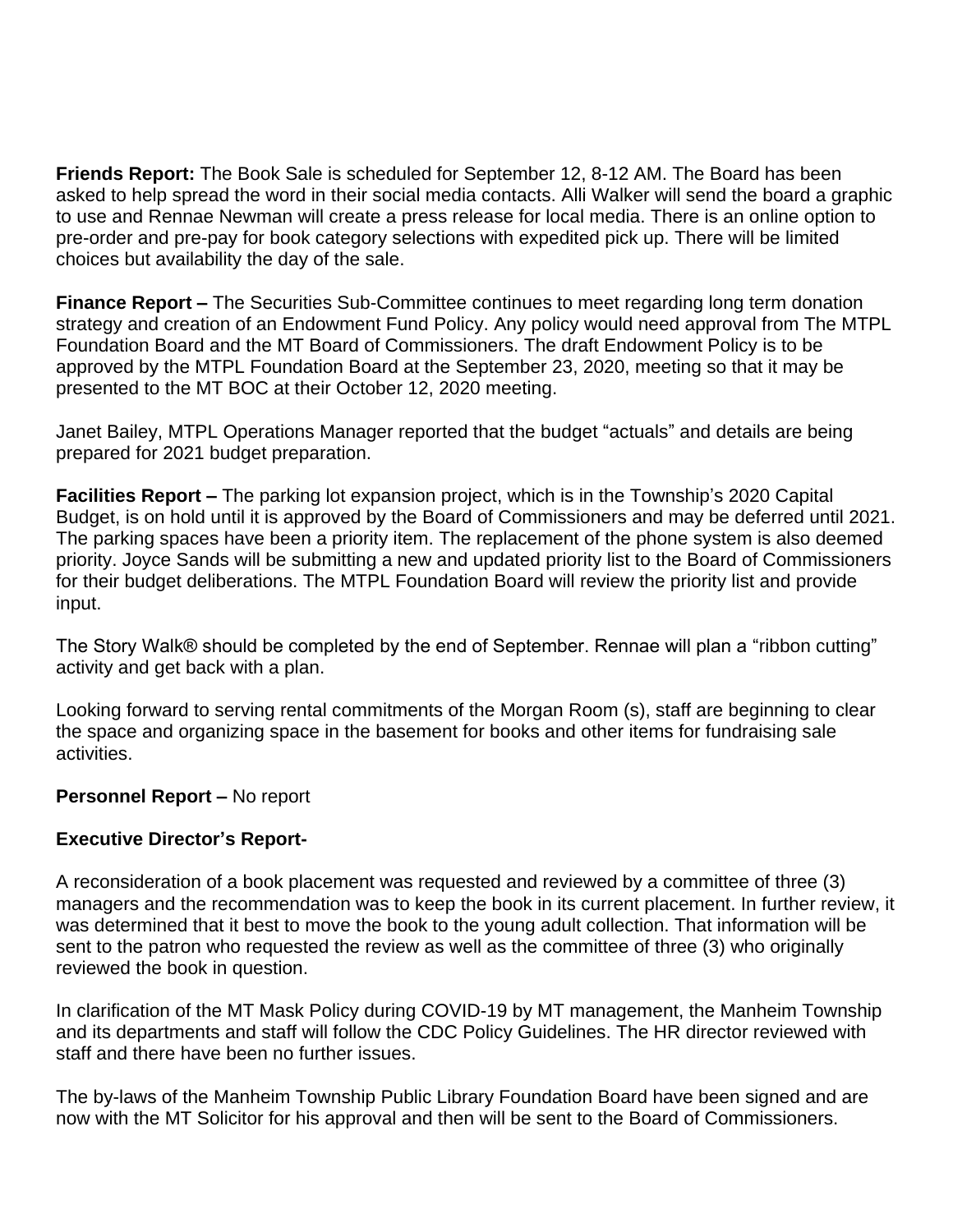**Friends Report:** The Book Sale is scheduled for September 12, 8-12 AM. The Board has been asked to help spread the word in their social media contacts. Alli Walker will send the board a graphic to use and Rennae Newman will create a press release for local media. There is an online option to pre-order and pre-pay for book category selections with expedited pick up. There will be limited choices but availability the day of the sale.

**Finance Report –** The Securities Sub-Committee continues to meet regarding long term donation strategy and creation of an Endowment Fund Policy. Any policy would need approval from The MTPL Foundation Board and the MT Board of Commissioners. The draft Endowment Policy is to be approved by the MTPL Foundation Board at the September 23, 2020, meeting so that it may be presented to the MT BOC at their October 12, 2020 meeting.

Janet Bailey, MTPL Operations Manager reported that the budget "actuals" and details are being prepared for 2021 budget preparation.

**Facilities Report –** The parking lot expansion project, which is in the Township's 2020 Capital Budget, is on hold until it is approved by the Board of Commissioners and may be deferred until 2021. The parking spaces have been a priority item. The replacement of the phone system is also deemed priority. Joyce Sands will be submitting a new and updated priority list to the Board of Commissioners for their budget deliberations. The MTPL Foundation Board will review the priority list and provide input.

The Story Walk® should be completed by the end of September. Rennae will plan a "ribbon cutting" activity and get back with a plan.

Looking forward to serving rental commitments of the Morgan Room (s), staff are beginning to clear the space and organizing space in the basement for books and other items for fundraising sale activities.

**Personnel Report –** No report

**Executive Director's Report-**

A reconsideration of a book placement was requested and reviewed by a committee of three (3) managers and the recommendation was to keep the book in its current placement. In further review, it was determined that it best to move the book to the young adult collection. That information will be sent to the patron who requested the review as well as the committee of three (3) who originally reviewed the book in question.

In clarification of the MT Mask Policy during COVID-19 by MT management, the Manheim Township and its departments and staff will follow the CDC Policy Guidelines. The HR director reviewed with staff and there have been no further issues.

The by-laws of the Manheim Township Public Library Foundation Board have been signed and are now with the MT Solicitor for his approval and then will be sent to the Board of Commissioners.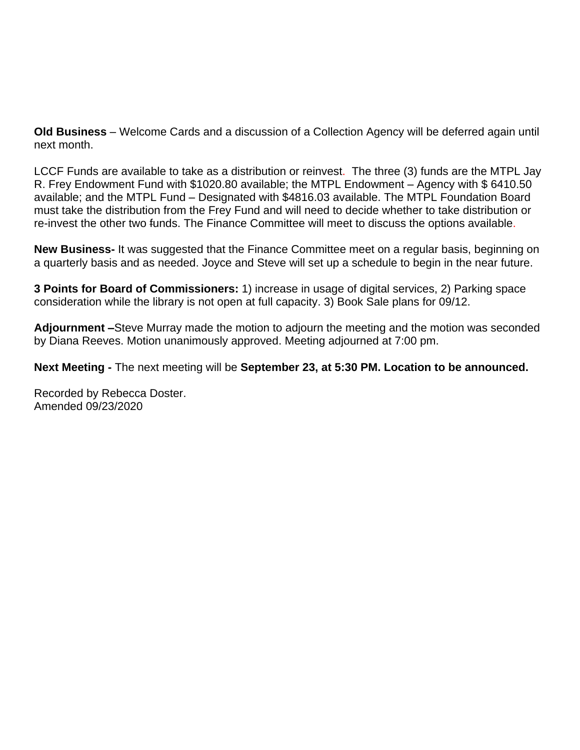**Old Business** – Welcome Cards and a discussion of a Collection Agency will be deferred again until next month.

LCCF Funds are available to take as a distribution or reinvest. The three (3) funds are the MTPL Jay R. Frey Endowment Fund with $1020.80 available; the MTPL Endowment – Agency with $ 6410.50 available; and the MTPL Fund – Designated with $4816.03 available. The MTPL Foundation Board must take the distribution from the Frey Fund and will need to decide whether to take distribution or re-invest the other two funds. The Finance Committee will meet to discuss the options available.

**New Business-** It was suggested that the Finance Committee meet on a regular basis, beginning on a quarterly basis and as needed. Joyce and Steve will set up a schedule to begin in the near future.

**3 Points for Board of Commissioners:** 1) increase in usage of digital services, 2) Parking space consideration while the library is not open at full capacity. 3) Book Sale plans for 09/12.

**Adjournment –**Steve Murray made the motion to adjourn the meeting and the motion was seconded by Diana Reeves. Motion unanimously approved. Meeting adjourned at 7:00 pm.

**Next Meeting -** The next meeting will be **September 23, at 5:30 PM. Location to be announced.**

Recorded by Rebecca Doster.
Amended 09/23/2020